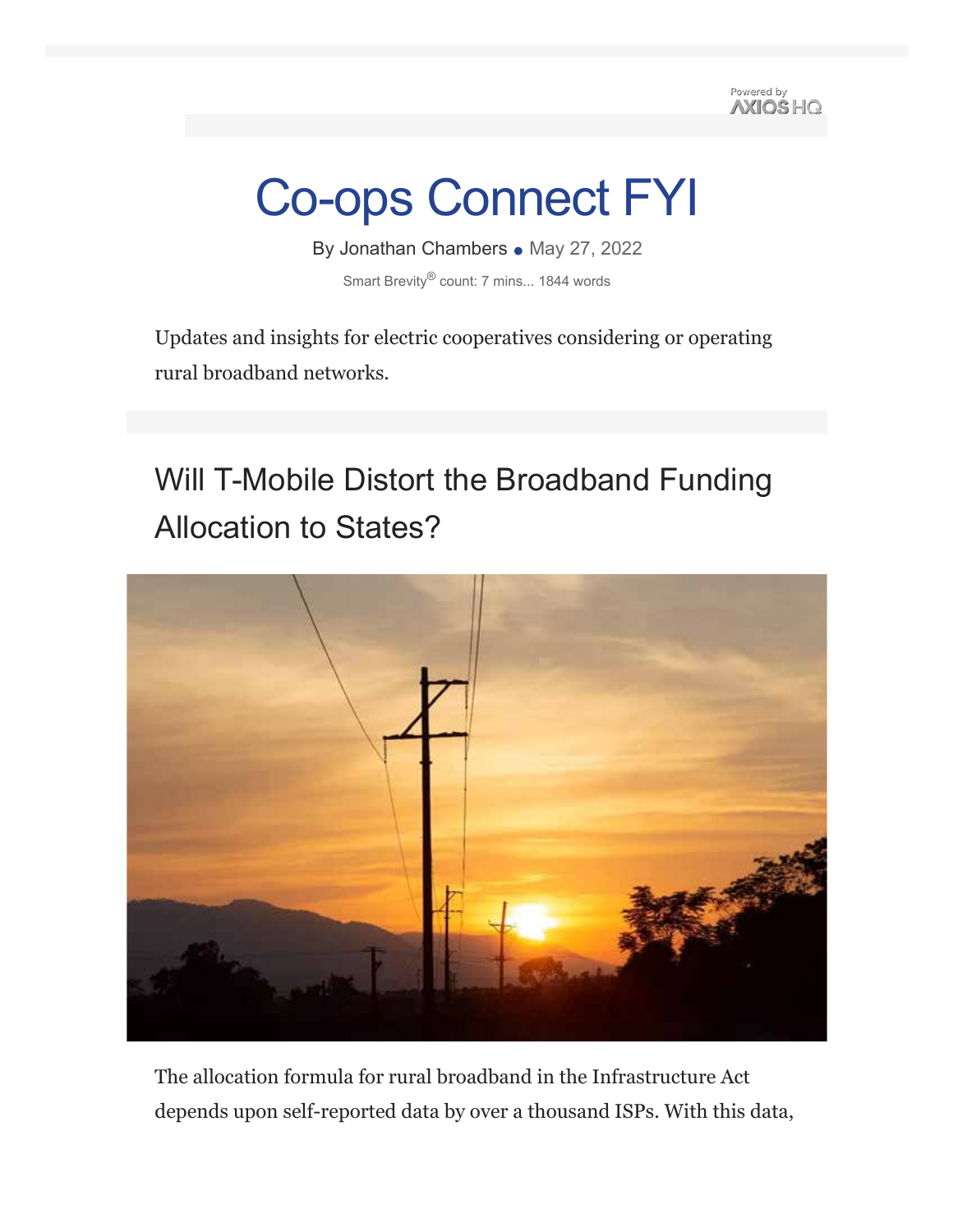Powered by AXIOS HQ

# Co-ops Connect FYI

By Jonathan Chambers • May 27, 2022

Smart Brevity® count: 7 mins... 1844 words

Updates and insights for electric cooperatives considering or operating rural broadband networks.

## Will T-Mobile Distort the Broadband Funding Allocation to States?

The allocation formula for rural broadband in the Infrastructure Act depends upon self-reported data by over a thousand ISPs. With this data,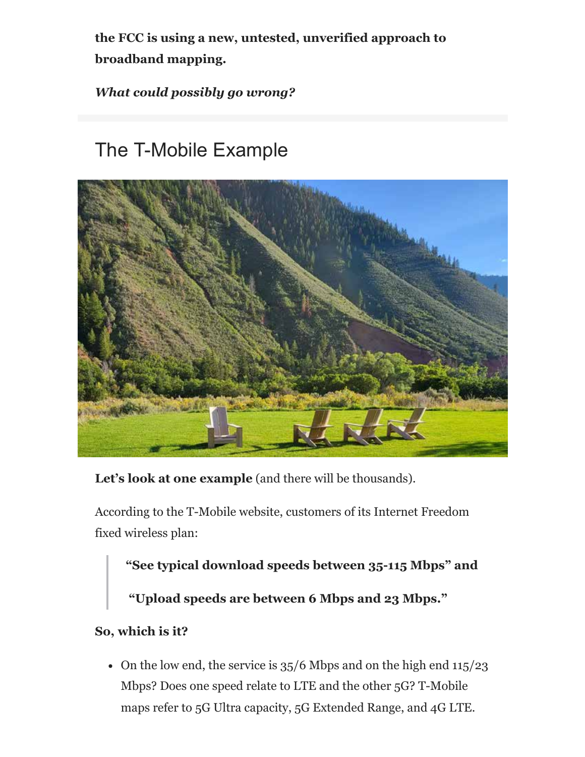**the FCC is using a new, untested, unverified approach to broadband mapping.**

***What could possibly go wrong?***

## The T-Mobile Example

**Let's look at one example** (and there will be thousands).

According to the T-Mobile website, customers of its Internet Freedom fixed wireless plan:

> **"See typical download speeds between 35-115 Mbps" and**
>
> **"Upload speeds are between 6 Mbps and 23 Mbps."**

**So, which is it?**

- On the low end, the service is 35/6 Mbps and on the high end 115/23 Mbps? Does one speed relate to LTE and the other 5G? T-Mobile maps refer to 5G Ultra capacity, 5G Extended Range, and 4G LTE.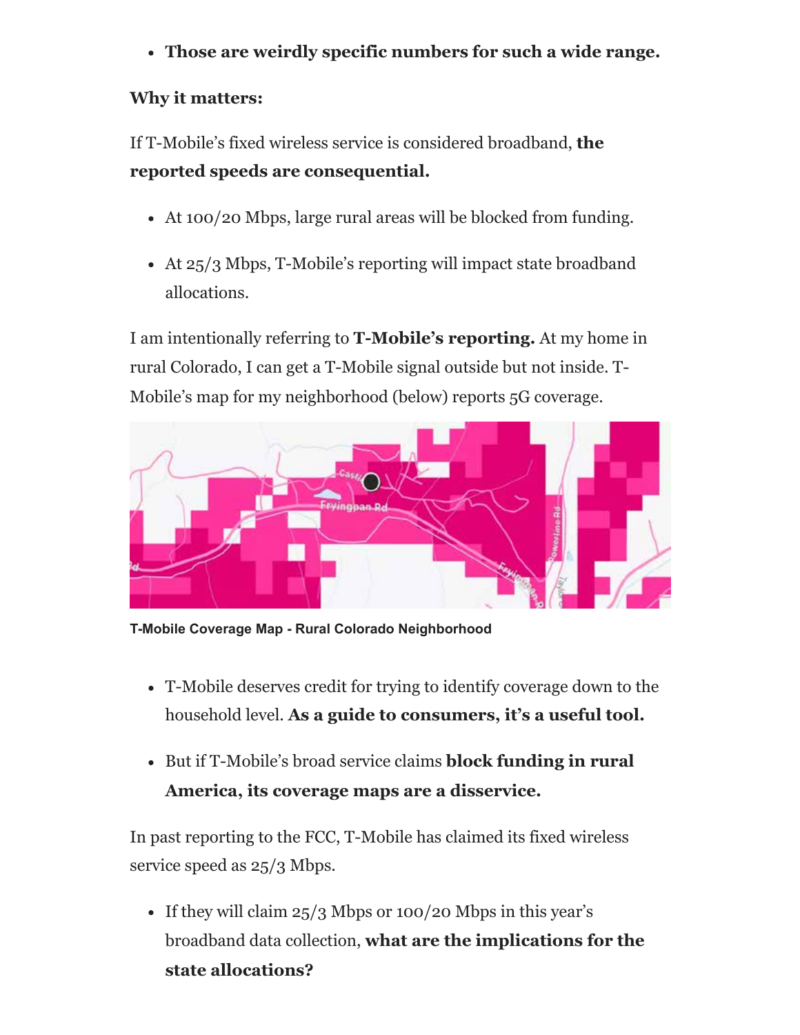- **Those are weirdly specific numbers for such a wide range.**

**Why it matters:**

If T-Mobile's fixed wireless service is considered broadband, **the reported speeds are consequential.**

- At 100/20 Mbps, large rural areas will be blocked from funding.
- At 25/3 Mbps, T-Mobile's reporting will impact state broadband allocations.

I am intentionally referring to **T-Mobile's reporting.** At my home in rural Colorado, I can get a T-Mobile signal outside but not inside. T-Mobile's map for my neighborhood (below) reports 5G coverage.

**T-Mobile Coverage Map - Rural Colorado Neighborhood**

- T-Mobile deserves credit for trying to identify coverage down to the household level. **As a guide to consumers, it's a useful tool.**
- But if T-Mobile's broad service claims **block funding in rural America, its coverage maps are a disservice.**

In past reporting to the FCC, T-Mobile has claimed its fixed wireless service speed as 25/3 Mbps.

- If they will claim 25/3 Mbps or 100/20 Mbps in this year's broadband data collection, **what are the implications for the state allocations?**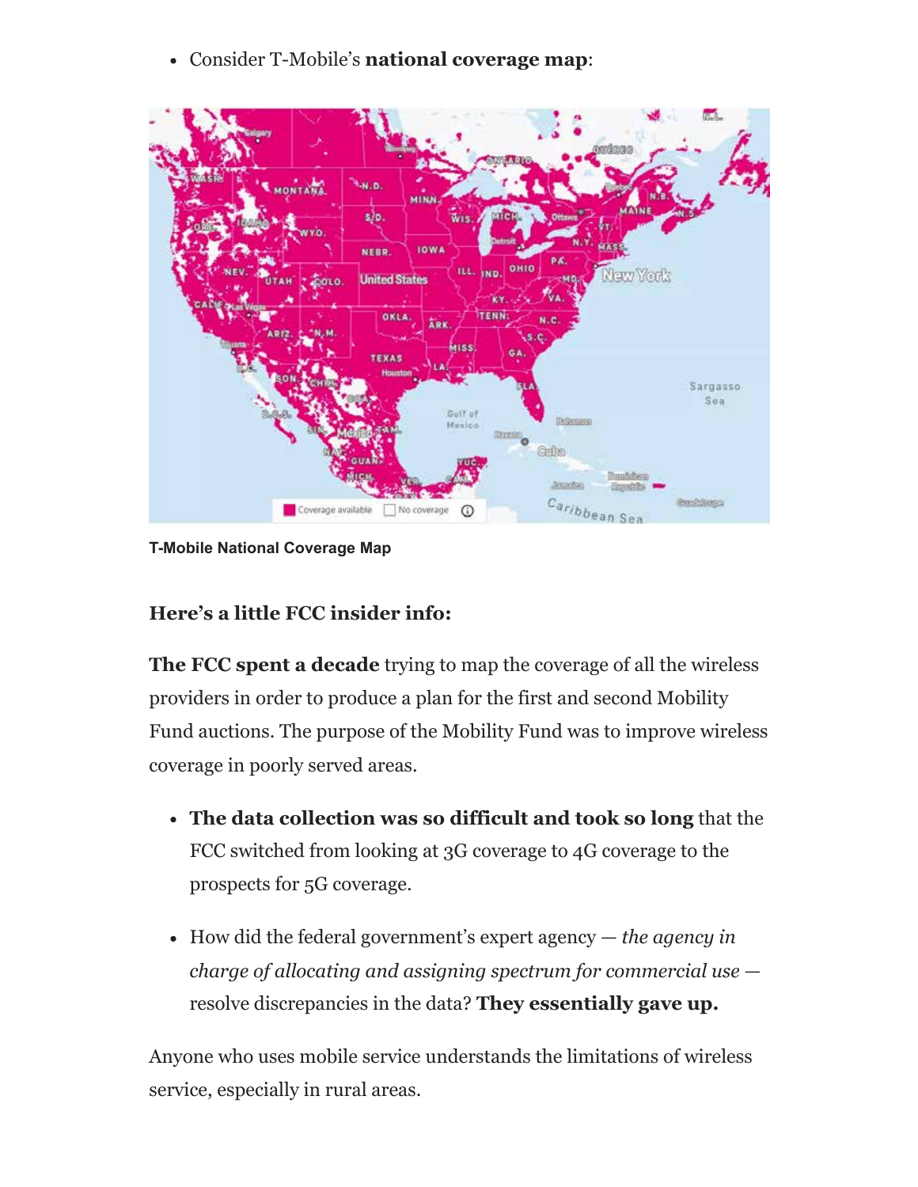- Consider T-Mobile's **national coverage map**:

**T-Mobile National Coverage Map**

**Here's a little FCC insider info:**

**The FCC spent a decade** trying to map the coverage of all the wireless providers in order to produce a plan for the first and second Mobility Fund auctions. The purpose of the Mobility Fund was to improve wireless coverage in poorly served areas.

- **The data collection was so difficult and took so long** that the FCC switched from looking at 3G coverage to 4G coverage to the prospects for 5G coverage.
- How did the federal government's expert agency — *the agency in charge of allocating and assigning spectrum for commercial use* — resolve discrepancies in the data? **They essentially gave up.**

Anyone who uses mobile service understands the limitations of wireless service, especially in rural areas.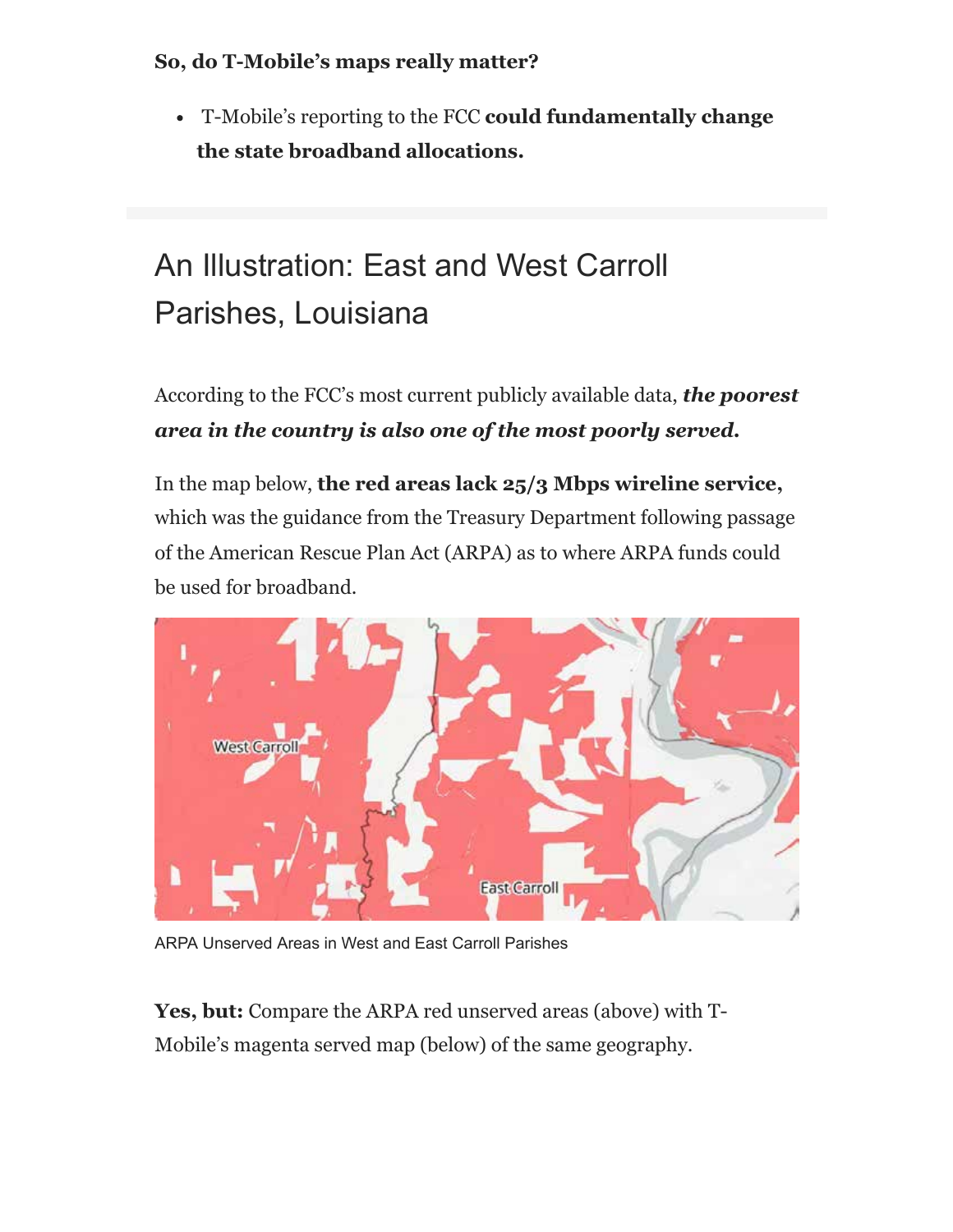**So, do T-Mobile's maps really matter?**

- T-Mobile's reporting to the FCC **could fundamentally change the state broadband allocations.**

## An Illustration: East and West Carroll Parishes, Louisiana

According to the FCC's most current publicly available data, ***the poorest area in the country is also one of the most poorly served.***

In the map below, **the red areas lack 25/3 Mbps wireline service,** which was the guidance from the Treasury Department following passage of the American Rescue Plan Act (ARPA) as to where ARPA funds could be used for broadband.

ARPA Unserved Areas in West and East Carroll Parishes

**Yes, but:** Compare the ARPA red unserved areas (above) with T-Mobile's magenta served map (below) of the same geography.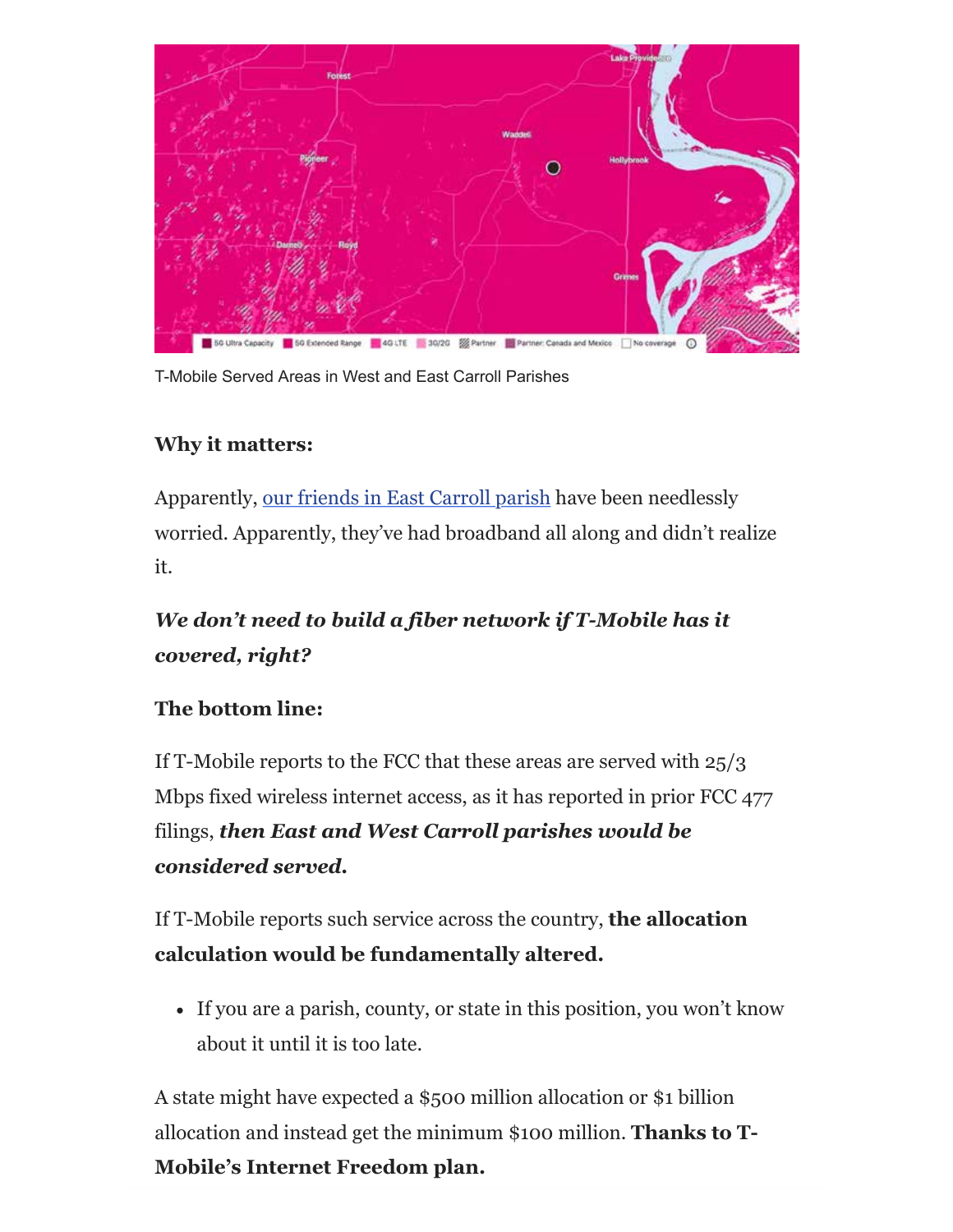T-Mobile Served Areas in West and East Carroll Parishes

**Why it matters:**

Apparently, [our friends in East Carroll parish] have been needlessly worried. Apparently, they've had broadband all along and didn't realize it.

***We don't need to build a fiber network if T-Mobile has it covered, right?***

**The bottom line:**

If T-Mobile reports to the FCC that these areas are served with 25/3 Mbps fixed wireless internet access, as it has reported in prior FCC 477 filings, ***then East and West Carroll parishes would be considered served.***

If T-Mobile reports such service across the country, **the allocation calculation would be fundamentally altered.**

- If you are a parish, county, or state in this position, you won't know about it until it is too late.

A state might have expected a $500 million allocation or $1 billion allocation and instead get the minimum $100 million. **Thanks to T-Mobile's Internet Freedom plan.**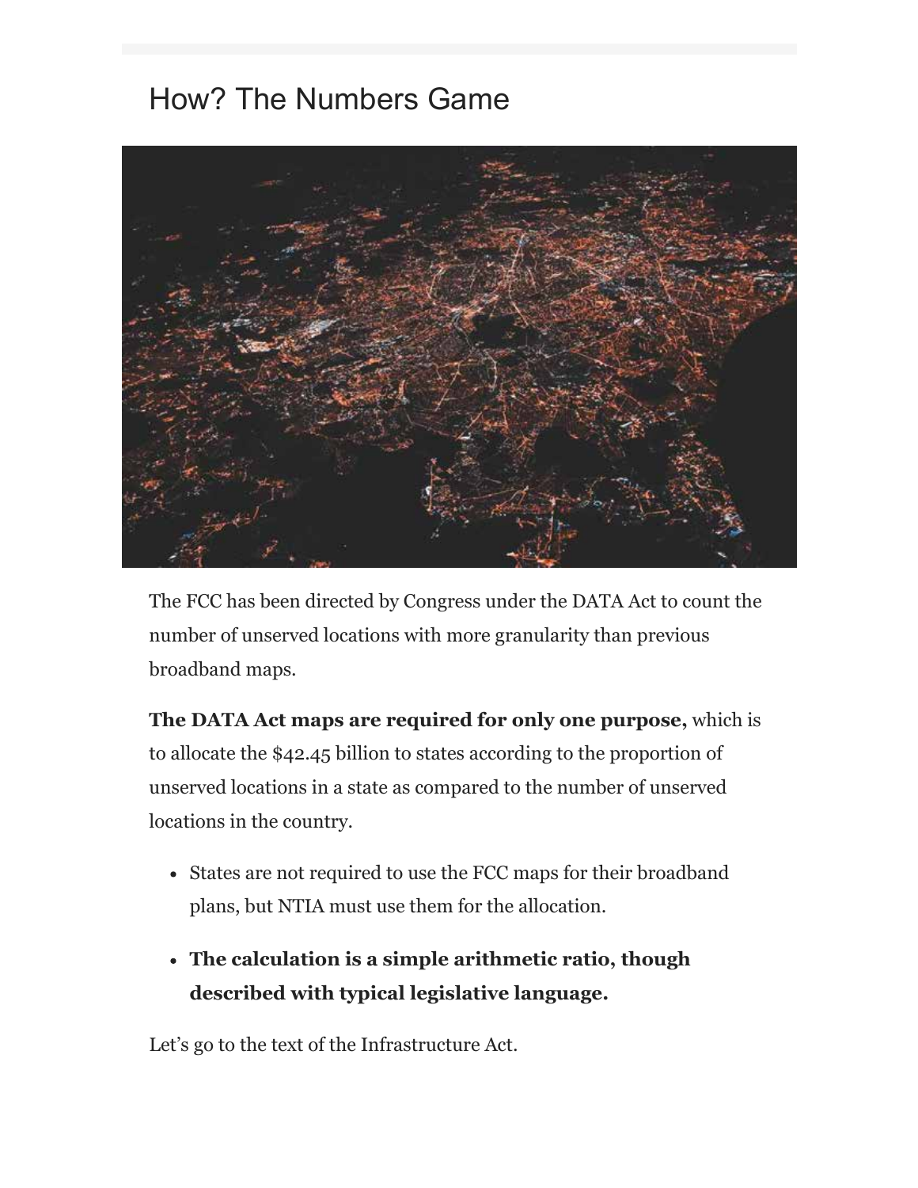# How? The Numbers Game

The FCC has been directed by Congress under the DATA Act to count the number of unserved locations with more granularity than previous broadband maps.

**The DATA Act maps are required for only one purpose,** which is to allocate the $42.45 billion to states according to the proportion of unserved locations in a state as compared to the number of unserved locations in the country.

- States are not required to use the FCC maps for their broadband plans, but NTIA must use them for the allocation.
- **The calculation is a simple arithmetic ratio, though described with typical legislative language.**

Let's go to the text of the Infrastructure Act.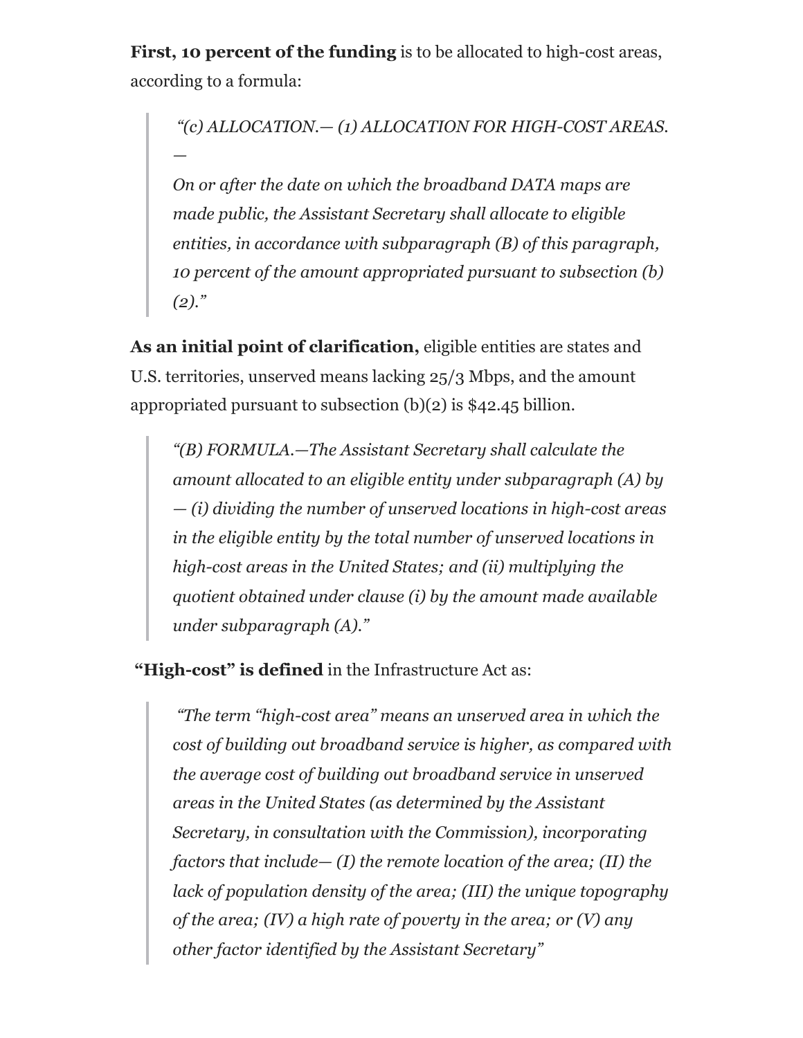**First, 10 percent of the funding** is to be allocated to high-cost areas, according to a formula:

> *"(c) ALLOCATION.— (1) ALLOCATION FOR HIGH-COST AREAS. —*
>
> *On or after the date on which the broadband DATA maps are made public, the Assistant Secretary shall allocate to eligible entities, in accordance with subparagraph (B) of this paragraph, 10 percent of the amount appropriated pursuant to subsection (b)(2)."*

**As an initial point of clarification,** eligible entities are states and U.S. territories, unserved means lacking 25/3 Mbps, and the amount appropriated pursuant to subsection (b)(2) is $42.45 billion.

> *"(B) FORMULA.—The Assistant Secretary shall calculate the amount allocated to an eligible entity under subparagraph (A) by — (i) dividing the number of unserved locations in high-cost areas in the eligible entity by the total number of unserved locations in high-cost areas in the United States; and (ii) multiplying the quotient obtained under clause (i) by the amount made available under subparagraph (A)."*

**"High-cost" is defined** in the Infrastructure Act as:

> *"The term "high-cost area" means an unserved area in which the cost of building out broadband service is higher, as compared with the average cost of building out broadband service in unserved areas in the United States (as determined by the Assistant Secretary, in consultation with the Commission), incorporating factors that include— (I) the remote location of the area; (II) the lack of population density of the area; (III) the unique topography of the area; (IV) a high rate of poverty in the area; or (V) any other factor identified by the Assistant Secretary"*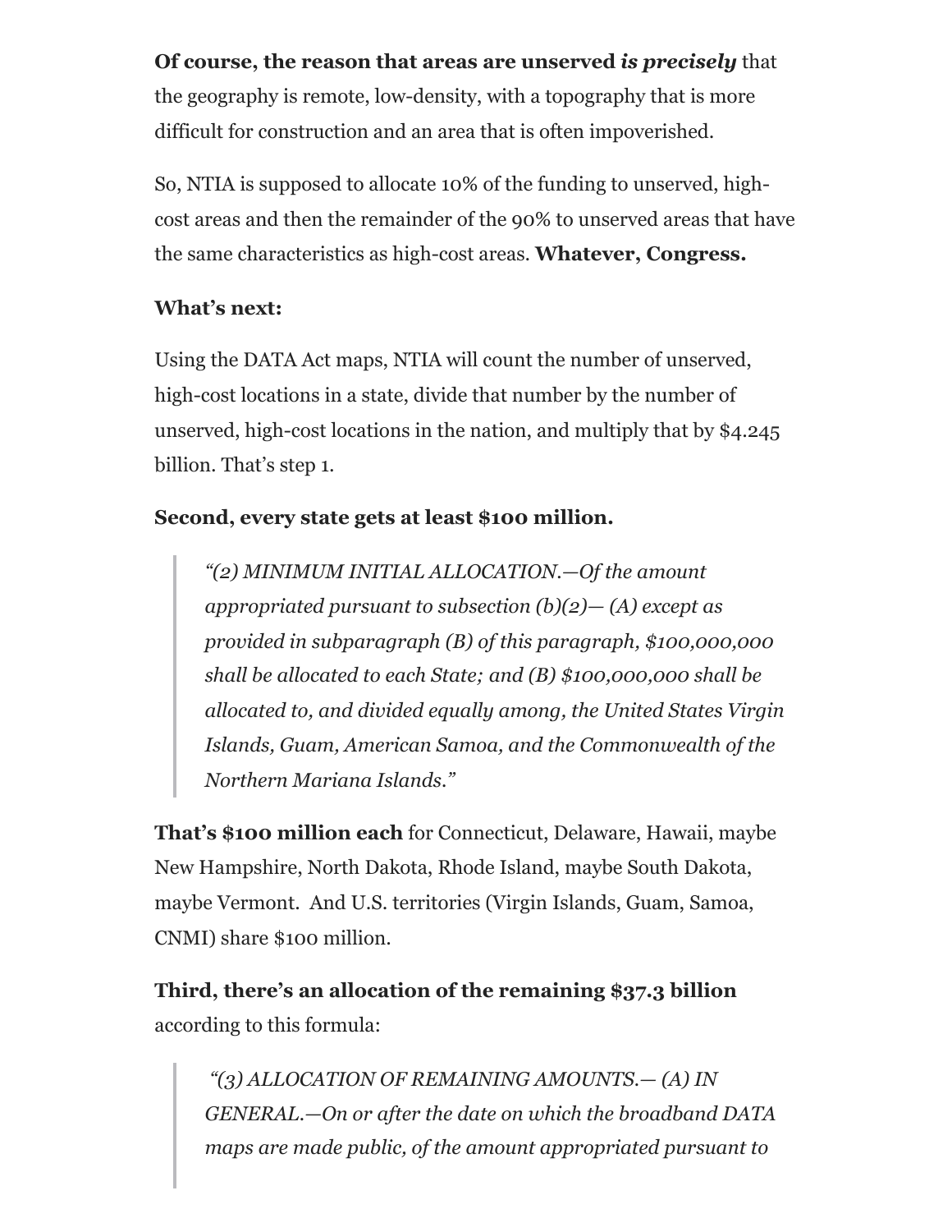**Of course, the reason that areas are unserved *is precisely*** that the geography is remote, low-density, with a topography that is more difficult for construction and an area that is often impoverished.

So, NTIA is supposed to allocate 10% of the funding to unserved, high-cost areas and then the remainder of the 90% to unserved areas that have the same characteristics as high-cost areas. **Whatever, Congress.**

**What's next:**

Using the DATA Act maps, NTIA will count the number of unserved, high-cost locations in a state, divide that number by the number of unserved, high-cost locations in the nation, and multiply that by $4.245 billion. That's step 1.

**Second, every state gets at least $100 million.**

> *"(2) MINIMUM INITIAL ALLOCATION.—Of the amount appropriated pursuant to subsection (b)(2)— (A) except as provided in subparagraph (B) of this paragraph, $100,000,000 shall be allocated to each State; and (B) $100,000,000 shall be allocated to, and divided equally among, the United States Virgin Islands, Guam, American Samoa, and the Commonwealth of the Northern Mariana Islands."*

**That's $100 million each** for Connecticut, Delaware, Hawaii, maybe New Hampshire, North Dakota, Rhode Island, maybe South Dakota, maybe Vermont. And U.S. territories (Virgin Islands, Guam, Samoa, CNMI) share $100 million.

**Third, there's an allocation of the remaining $37.3 billion** according to this formula:

> *"(3) ALLOCATION OF REMAINING AMOUNTS.— (A) IN GENERAL.—On or after the date on which the broadband DATA maps are made public, of the amount appropriated pursuant to*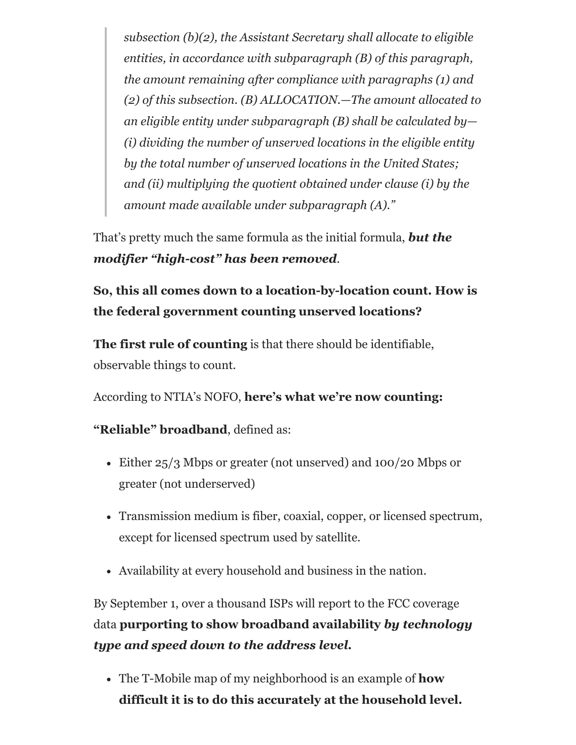> *subsection (b)(2), the Assistant Secretary shall allocate to eligible entities, in accordance with subparagraph (B) of this paragraph, the amount remaining after compliance with paragraphs (1) and (2) of this subsection. (B) ALLOCATION.—The amount allocated to an eligible entity under subparagraph (B) shall be calculated by— (i) dividing the number of unserved locations in the eligible entity by the total number of unserved locations in the United States; and (ii) multiplying the quotient obtained under clause (i) by the amount made available under subparagraph (A).”*

That’s pretty much the same formula as the initial formula, ***but the modifier “high-cost” has been removed***.

**So, this all comes down to a location-by-location count. How is the federal government counting unserved locations?**

**The first rule of counting** is that there should be identifiable, observable things to count.

According to NTIA’s NOFO, **here’s what we’re now counting:**

**“Reliable” broadband**, defined as:

- Either 25/3 Mbps or greater (not unserved) and 100/20 Mbps or greater (not underserved)
- Transmission medium is fiber, coaxial, copper, or licensed spectrum, except for licensed spectrum used by satellite.
- Availability at every household and business in the nation.

By September 1, over a thousand ISPs will report to the FCC coverage data **purporting to show broadband availability *by technology type and speed down to the address level.***

- The T-Mobile map of my neighborhood is an example of **how difficult it is to do this accurately at the household level.**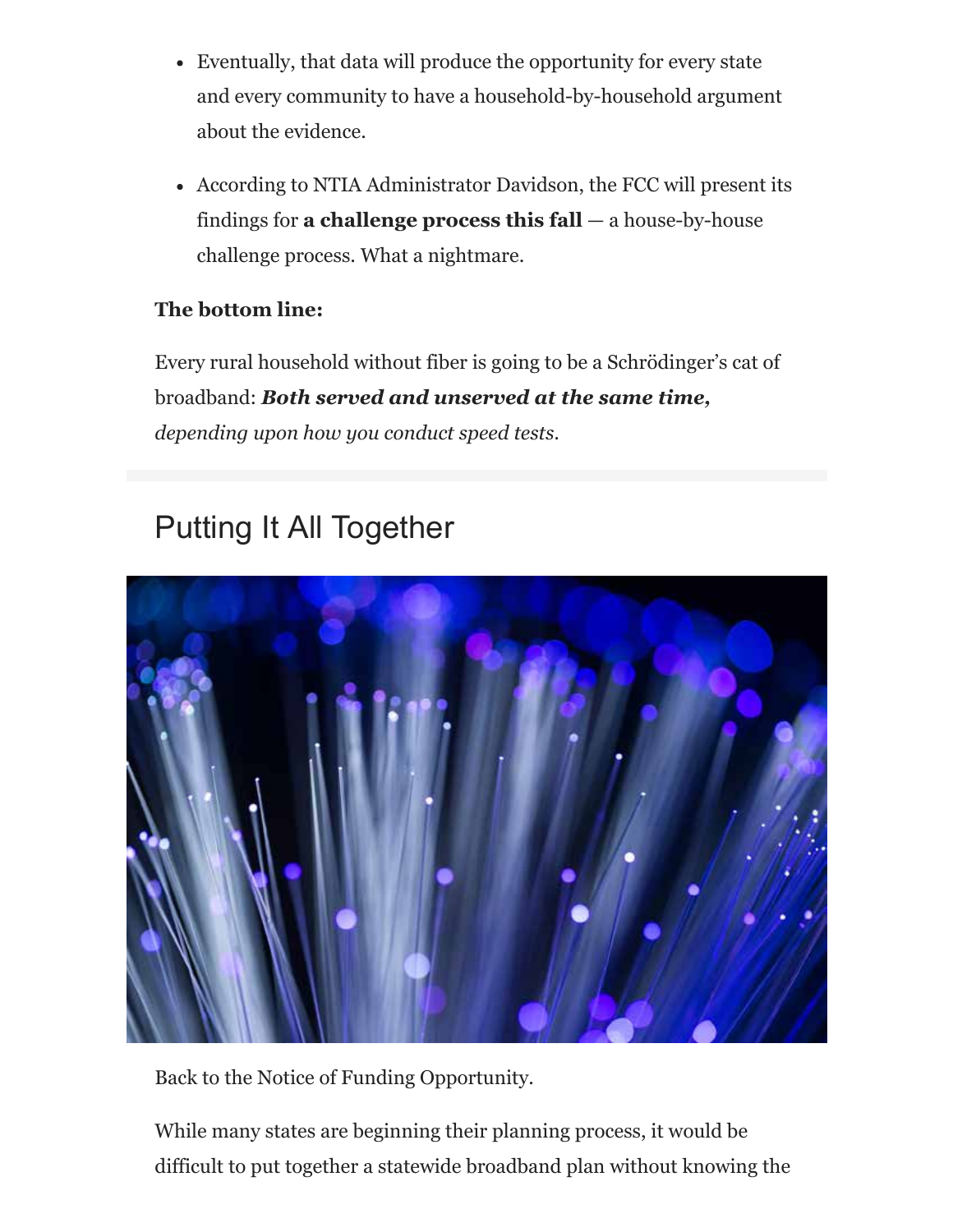- Eventually, that data will produce the opportunity for every state and every community to have a household-by-household argument about the evidence.
- According to NTIA Administrator Davidson, the FCC will present its findings for **a challenge process this fall** — a house-by-house challenge process. What a nightmare.

**The bottom line:**

Every rural household without fiber is going to be a Schrödinger's cat of broadband: ***Both served and unserved at the same time,*** *depending upon how you conduct speed tests*.

## Putting It All Together

Back to the Notice of Funding Opportunity.

While many states are beginning their planning process, it would be difficult to put together a statewide broadband plan without knowing the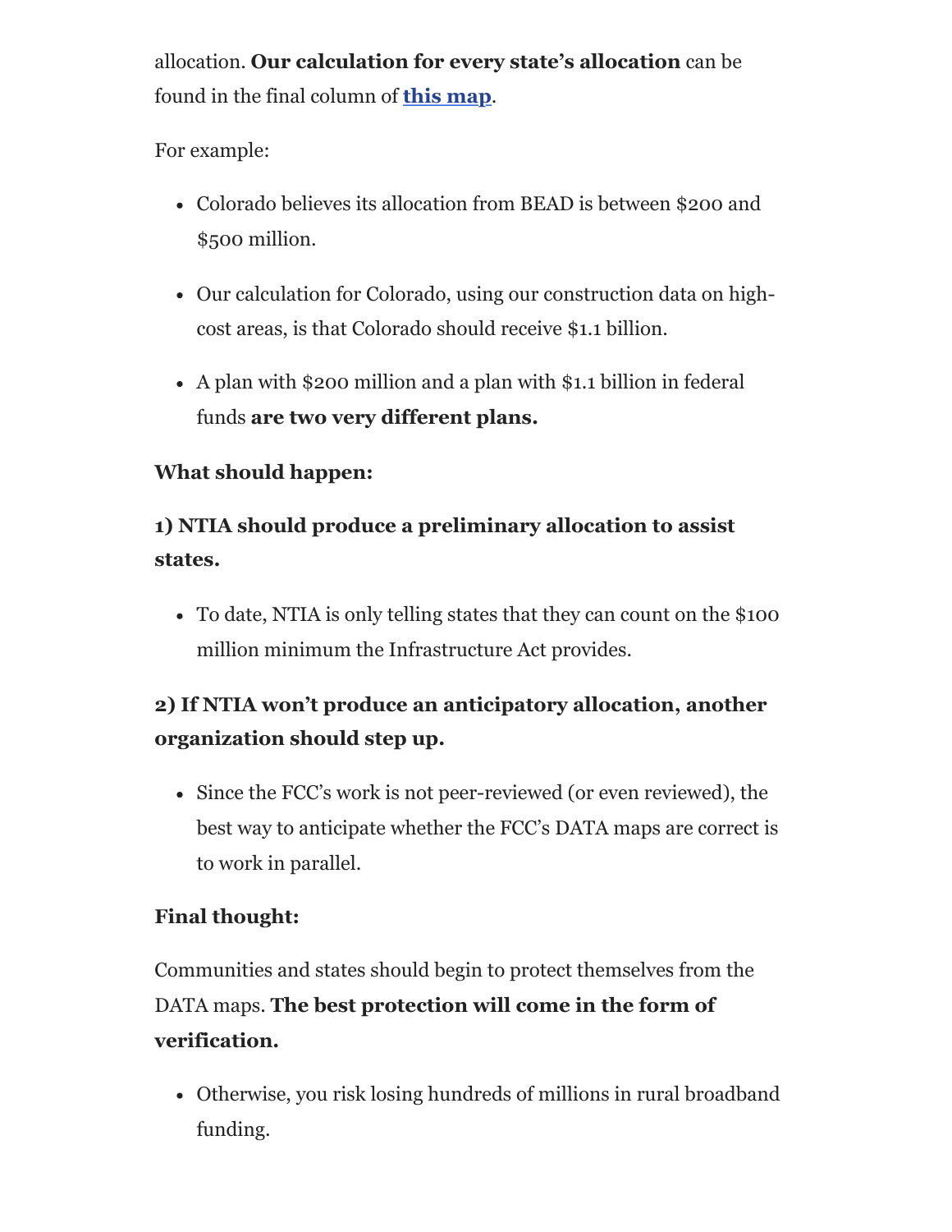allocation. **Our calculation for every state's allocation** can be found in the final column of **[this map](#)**.

For example:

- Colorado believes its allocation from BEAD is between $200 and $500 million.
- Our calculation for Colorado, using our construction data on high-cost areas, is that Colorado should receive $1.1 billion.
- A plan with $200 million and a plan with $1.1 billion in federal funds **are two very different plans.**

**What should happen:**

**1) NTIA should produce a preliminary allocation to assist states.**

- To date, NTIA is only telling states that they can count on the $100 million minimum the Infrastructure Act provides.

**2) If NTIA won't produce an anticipatory allocation, another organization should step up.**

- Since the FCC's work is not peer-reviewed (or even reviewed), the best way to anticipate whether the FCC's DATA maps are correct is to work in parallel.

**Final thought:**

Communities and states should begin to protect themselves from the DATA maps. **The best protection will come in the form of verification.**

- Otherwise, you risk losing hundreds of millions in rural broadband funding.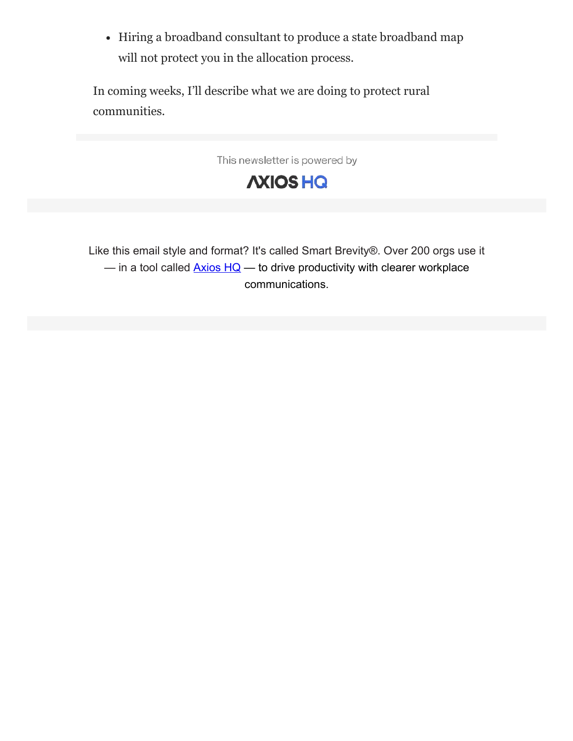- Hiring a broadband consultant to produce a state broadband map will not protect you in the allocation process.

In coming weeks, I'll describe what we are doing to protect rural communities.

This newsletter is powered by

AXIOS HQ

Like this email style and format? It's called Smart Brevity®. Over 200 orgs use it — in a tool called [Axios HQ] — to drive productivity with clearer workplace communications.